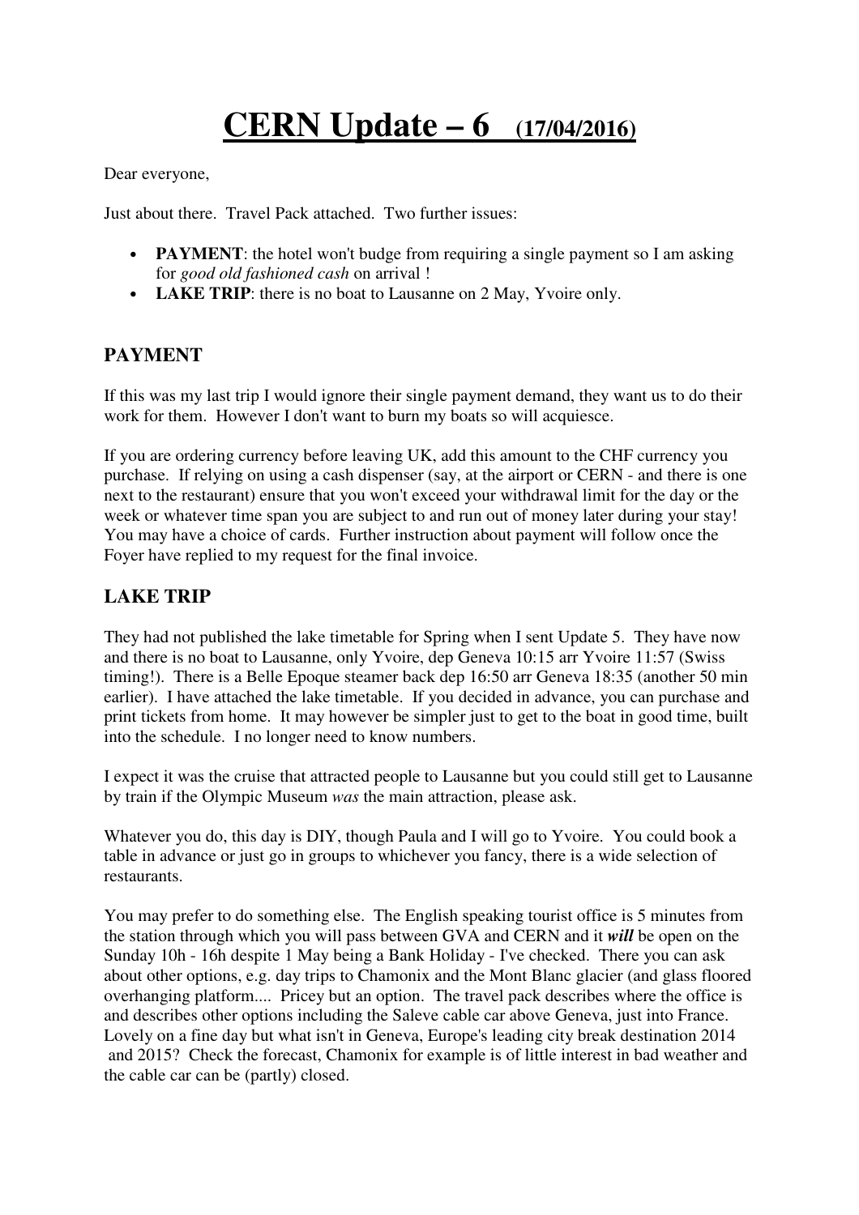# CERN Update – 6 (17/04/2016)

Dear everyone,

Just about there. Travel Pack attached. Two further issues:

- **PAYMENT**: the hotel won't budge from requiring a single payment so I am asking for *good old fashioned cash* on arrival !
- **LAKE TRIP**: there is no boat to Lausanne on 2 May, Yvoire only.

## PAYMENT

If this was my last trip I would ignore their single payment demand, they want us to do their work for them. However I don't want to burn my boats so will acquiesce.

If you are ordering currency before leaving UK, add this amount to the CHF currency you purchase. If relying on using a cash dispenser (say, at the airport or CERN - and there is one next to the restaurant) ensure that you won't exceed your withdrawal limit for the day or the week or whatever time span you are subject to and run out of money later during your stay! You may have a choice of cards. Further instruction about payment will follow once the Foyer have replied to my request for the final invoice.

## LAKE TRIP

They had not published the lake timetable for Spring when I sent Update 5. They have now and there is no boat to Lausanne, only Yvoire, dep Geneva 10:15 arr Yvoire 11:57 (Swiss timing!). There is a Belle Epoque steamer back dep 16:50 arr Geneva 18:35 (another 50 min earlier). I have attached the lake timetable. If you decided in advance, you can purchase and print tickets from home. It may however be simpler just to get to the boat in good time, built into the schedule. I no longer need to know numbers.

I expect it was the cruise that attracted people to Lausanne but you could still get to Lausanne by train if the Olympic Museum *was* the main attraction, please ask.

Whatever you do, this day is DIY, though Paula and I will go to Yvoire. You could book a table in advance or just go in groups to whichever you fancy, there is a wide selection of restaurants.

You may prefer to do something else. The English speaking tourist office is 5 minutes from the station through which you will pass between GVA and CERN and it ***will*** be open on the Sunday 10h - 16h despite 1 May being a Bank Holiday - I've checked. There you can ask about other options, e.g. day trips to Chamonix and the Mont Blanc glacier (and glass floored overhanging platform.... Pricey but an option. The travel pack describes where the office is and describes other options including the Saleve cable car above Geneva, just into France. Lovely on a fine day but what isn't in Geneva, Europe's leading city break destination 2014 and 2015? Check the forecast, Chamonix for example is of little interest in bad weather and the cable car can be (partly) closed.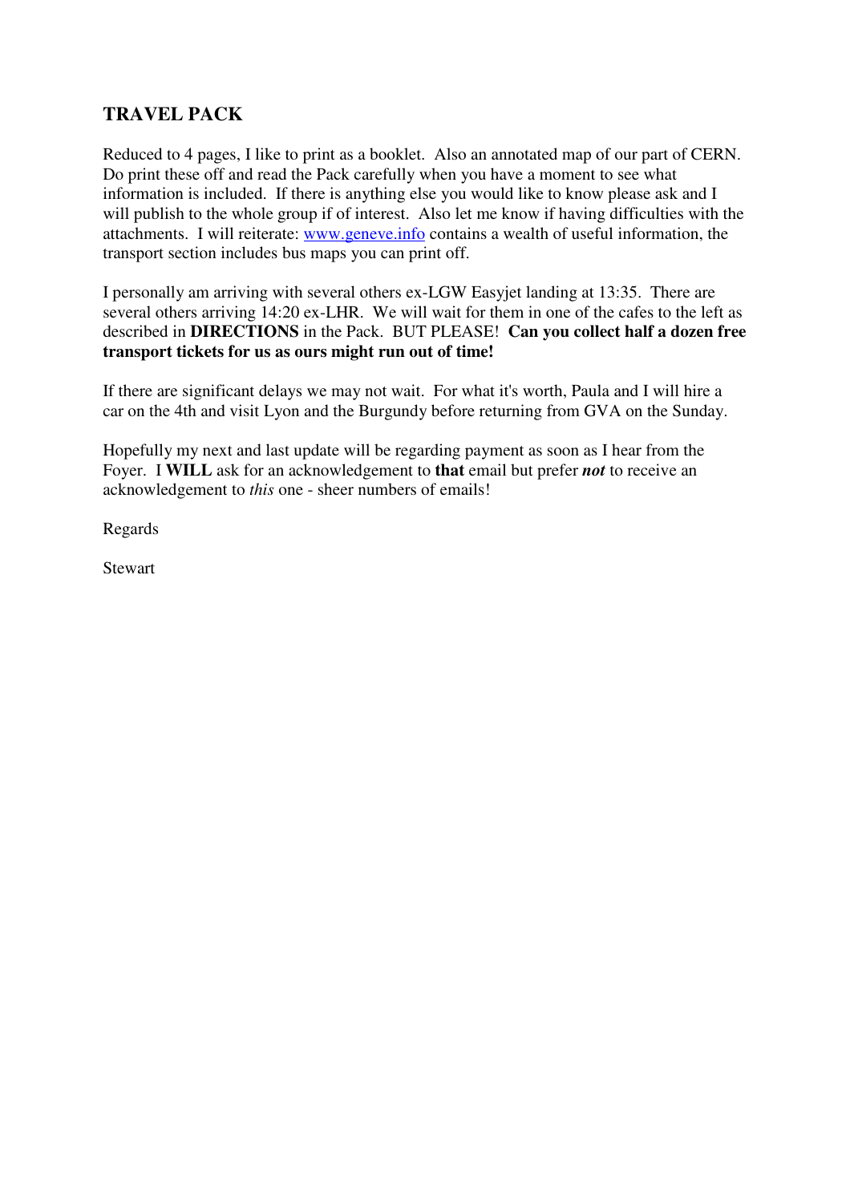## TRAVEL PACK

Reduced to 4 pages, I like to print as a booklet. Also an annotated map of our part of CERN. Do print these off and read the Pack carefully when you have a moment to see what information is included. If there is anything else you would like to know please ask and I will publish to the whole group if of interest. Also let me know if having difficulties with the attachments. I will reiterate: [www.geneve.info](http://www.geneve.info) contains a wealth of useful information, the transport section includes bus maps you can print off.

I personally am arriving with several others ex-LGW Easyjet landing at 13:35. There are several others arriving 14:20 ex-LHR. We will wait for them in one of the cafes to the left as described in **DIRECTIONS** in the Pack. BUT PLEASE! **Can you collect half a dozen free transport tickets for us as ours might run out of time!**

If there are significant delays we may not wait. For what it's worth, Paula and I will hire a car on the 4th and visit Lyon and the Burgundy before returning from GVA on the Sunday.

Hopefully my next and last update will be regarding payment as soon as I hear from the Foyer. I **WILL** ask for an acknowledgement to **that** email but prefer ***not*** to receive an acknowledgement to *this* one - sheer numbers of emails!

Regards

Stewart